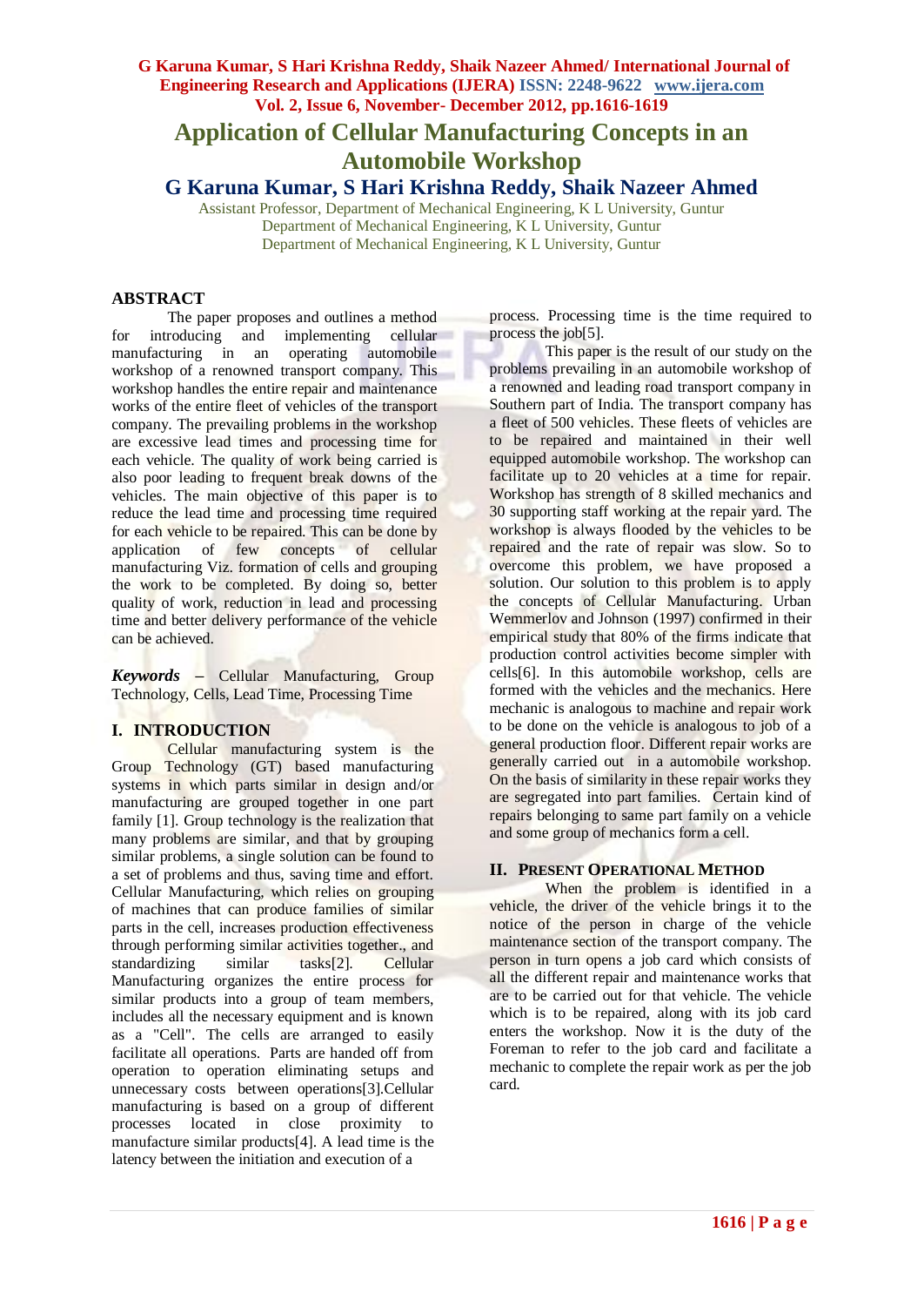# Application of Cellular Manufacturing Concepts in an Automobile Workshop

## G Karuna Kumar, S Hari Krishna Reddy, Shaik Nazeer Ahmed

Assistant Professor, Department of Mechanical Engineering, K L University, Guntur
Department of Mechanical Engineering, K L University, Guntur
Department of Mechanical Engineering, K L University, Guntur

## ABSTRACT

The paper proposes and outlines a method for introducing and implementing cellular manufacturing in an operating automobile workshop of a renowned transport company. This workshop handles the entire repair and maintenance works of the entire fleet of vehicles of the transport company. The prevailing problems in the workshop are excessive lead times and processing time for each vehicle. The quality of work being carried is also poor leading to frequent break downs of the vehicles. The main objective of this paper is to reduce the lead time and processing time required for each vehicle to be repaired. This can be done by application of few concepts of cellular manufacturing Viz. formation of cells and grouping the work to be completed. By doing so, better quality of work, reduction in lead and processing time and better delivery performance of the vehicle can be achieved.

***Keywords*** – Cellular Manufacturing, Group Technology, Cells, Lead Time, Processing Time

## I. INTRODUCTION

Cellular manufacturing system is the Group Technology (GT) based manufacturing systems in which parts similar in design and/or manufacturing are grouped together in one part family [1]. Group technology is the realization that many problems are similar, and that by grouping similar problems, a single solution can be found to a set of problems and thus, saving time and effort. Cellular Manufacturing, which relies on grouping of machines that can produce families of similar parts in the cell, increases production effectiveness through performing similar activities together., and standardizing similar tasks[2]. Cellular Manufacturing organizes the entire process for similar products into a group of team members, includes all the necessary equipment and is known as a "Cell". The cells are arranged to easily facilitate all operations. Parts are handed off from operation to operation eliminating setups and unnecessary costs between operations[3].Cellular manufacturing is based on a group of different processes located in close proximity to manufacture similar products[4]. A lead time is the latency between the initiation and execution of a process. Processing time is the time required to process the job[5].

This paper is the result of our study on the problems prevailing in an automobile workshop of a renowned and leading road transport company in Southern part of India. The transport company has a fleet of 500 vehicles. These fleets of vehicles are to be repaired and maintained in their well equipped automobile workshop. The workshop can facilitate up to 20 vehicles at a time for repair. Workshop has strength of 8 skilled mechanics and 30 supporting staff working at the repair yard. The workshop is always flooded by the vehicles to be repaired and the rate of repair was slow. So to overcome this problem, we have proposed a solution. Our solution to this problem is to apply the concepts of Cellular Manufacturing. Urban Wemmerlov and Johnson (1997) confirmed in their empirical study that 80% of the firms indicate that production control activities become simpler with cells[6]. In this automobile workshop, cells are formed with the vehicles and the mechanics. Here mechanic is analogous to machine and repair work to be done on the vehicle is analogous to job of a general production floor. Different repair works are generally carried out in a automobile workshop. On the basis of similarity in these repair works they are segregated into part families. Certain kind of repairs belonging to same part family on a vehicle and some group of mechanics form a cell.

## II. PRESENT OPERATIONAL METHOD

When the problem is identified in a vehicle, the driver of the vehicle brings it to the notice of the person in charge of the vehicle maintenance section of the transport company. The person in turn opens a job card which consists of all the different repair and maintenance works that are to be carried out for that vehicle. The vehicle which is to be repaired, along with its job card enters the workshop. Now it is the duty of the Foreman to refer to the job card and facilitate a mechanic to complete the repair work as per the job card.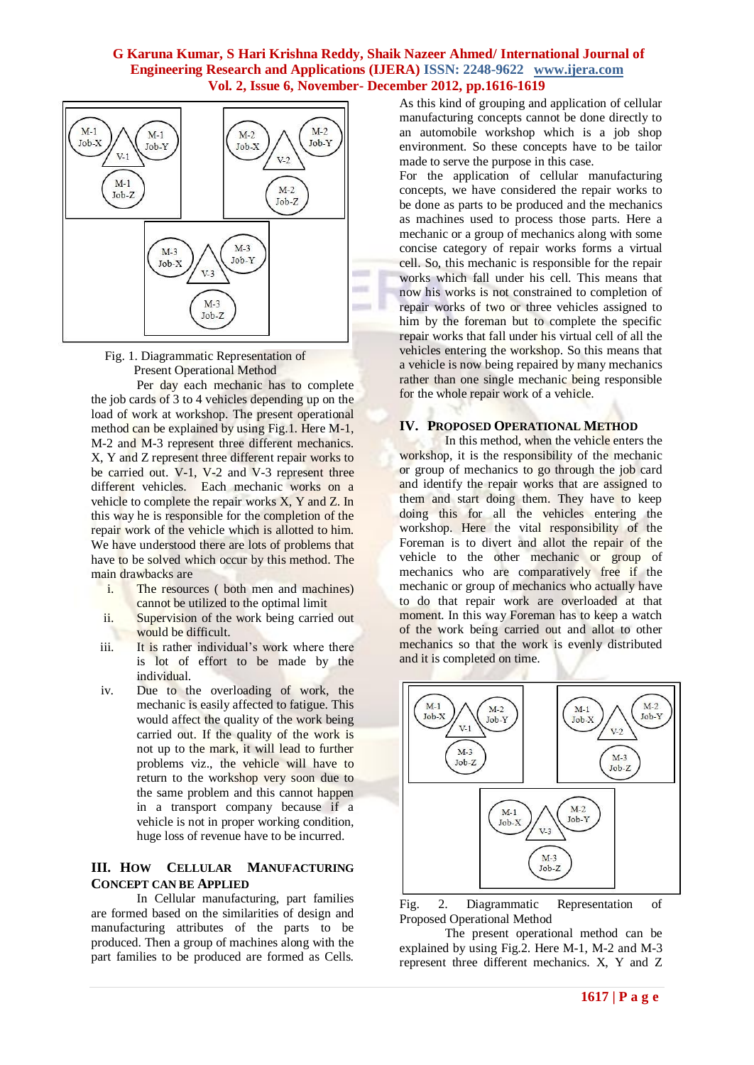Fig. 1. Diagrammatic Representation of Present Operational Method

Per day each mechanic has to complete the job cards of 3 to 4 vehicles depending up on the load of work at workshop. The present operational method can be explained by using Fig.1. Here M-1, M-2 and M-3 represent three different mechanics. X, Y and Z represent three different repair works to be carried out. V-1, V-2 and V-3 represent three different vehicles. Each mechanic works on a vehicle to complete the repair works X, Y and Z. In this way he is responsible for the completion of the repair work of the vehicle which is allotted to him. We have understood there are lots of problems that have to be solved which occur by this method. The main drawbacks are

i. The resources ( both men and machines) cannot be utilized to the optimal limit
ii. Supervision of the work being carried out would be difficult.
iii. It is rather individual's work where there is lot of effort to be made by the individual.
iv. Due to the overloading of work, the mechanic is easily affected to fatigue. This would affect the quality of the work being carried out. If the quality of the work is not up to the mark, it will lead to further problems viz., the vehicle will have to return to the workshop very soon due to the same problem and this cannot happen in a transport company because if a vehicle is not in proper working condition, huge loss of revenue have to be incurred.

## III. How Cellular Manufacturing Concept Can Be Applied

In Cellular manufacturing, part families are formed based on the similarities of design and manufacturing attributes of the parts to be produced. Then a group of machines along with the part families to be produced are formed as Cells. As this kind of grouping and application of cellular manufacturing concepts cannot be done directly to an automobile workshop which is a job shop environment. So these concepts have to be tailor made to serve the purpose in this case.

For the application of cellular manufacturing concepts, we have considered the repair works to be done as parts to be produced and the mechanics as machines used to process those parts. Here a mechanic or a group of mechanics along with some concise category of repair works forms a virtual cell. So, this mechanic is responsible for the repair works which fall under his cell. This means that now his works is not constrained to completion of repair works of two or three vehicles assigned to him by the foreman but to complete the specific repair works that fall under his virtual cell of all the vehicles entering the workshop. So this means that a vehicle is now being repaired by many mechanics rather than one single mechanic being responsible for the whole repair work of a vehicle.

## IV. Proposed Operational Method

In this method, when the vehicle enters the workshop, it is the responsibility of the mechanic or group of mechanics to go through the job card and identify the repair works that are assigned to them and start doing them. They have to keep doing this for all the vehicles entering the workshop. Here the vital responsibility of the Foreman is to divert and allot the repair of the vehicle to the other mechanic or group of mechanics who are comparatively free if the mechanic or group of mechanics who actually have to do that repair work are overloaded at that moment. In this way Foreman has to keep a watch of the work being carried out and allot to other mechanics so that the work is evenly distributed and it is completed on time.

Fig. 2. Diagrammatic Representation of Proposed Operational Method

The present operational method can be explained by using Fig.2. Here M-1, M-2 and M-3 represent three different mechanics. X, Y and Z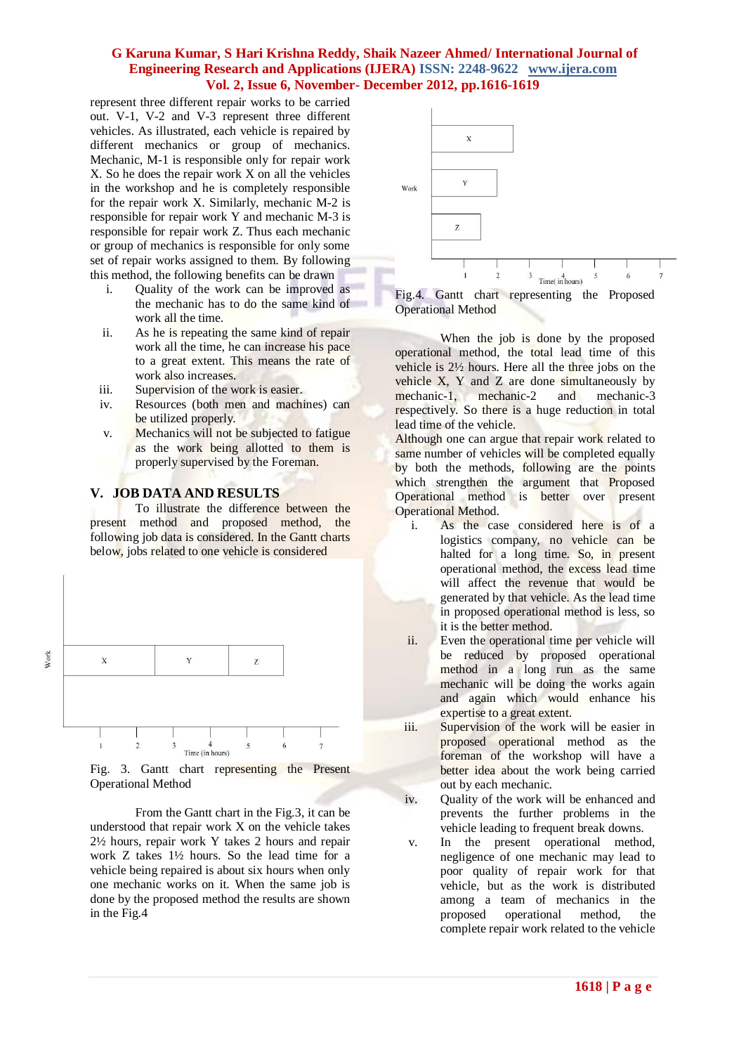represent three different repair works to be carried out. V-1, V-2 and V-3 represent three different vehicles. As illustrated, each vehicle is repaired by different mechanics or group of mechanics. Mechanic, M-1 is responsible only for repair work X. So he does the repair work X on all the vehicles in the workshop and he is completely responsible for the repair work X. Similarly, mechanic M-2 is responsible for repair work Y and mechanic M-3 is responsible for repair work Z. Thus each mechanic or group of mechanics is responsible for only some set of repair works assigned to them. By following this method, the following benefits can be drawn

i. Quality of the work can be improved as the mechanic has to do the same kind of work all the time.
ii. As he is repeating the same kind of repair work all the time, he can increase his pace to a great extent. This means the rate of work also increases.
iii. Supervision of the work is easier.
iv. Resources (both men and machines) can be utilized properly.
v. Mechanics will not be subjected to fatigue as the work being allotted to them is properly supervised by the Foreman.

## V. JOB DATA AND RESULTS

To illustrate the difference between the present method and proposed method, the following job data is considered. In the Gantt charts below, jobs related to one vehicle is considered

Fig. 3. Gantt chart representing the Present Operational Method

From the Gantt chart in the Fig.3, it can be understood that repair work X on the vehicle takes 2½ hours, repair work Y takes 2 hours and repair work Z takes 1½ hours. So the lead time for a vehicle being repaired is about six hours when only one mechanic works on it. When the same job is done by the proposed method the results are shown in the Fig.4

Fig.4. Gantt chart representing the Proposed Operational Method

When the job is done by the proposed operational method, the total lead time of this vehicle is 2½ hours. Here all the three jobs on the vehicle X, Y and Z are done simultaneously by mechanic-1, mechanic-2 and mechanic-3 respectively. So there is a huge reduction in total lead time of the vehicle.

Although one can argue that repair work related to same number of vehicles will be completed equally by both the methods, following are the points which strengthen the argument that Proposed Operational method is better over present Operational Method.

i. As the case considered here is of a logistics company, no vehicle can be halted for a long time. So, in present operational method, the excess lead time will affect the revenue that would be generated by that vehicle. As the lead time in proposed operational method is less, so it is the better method.
ii. Even the operational time per vehicle will be reduced by proposed operational method in a long run as the same mechanic will be doing the works again and again which would enhance his expertise to a great extent.
iii. Supervision of the work will be easier in proposed operational method as the foreman of the workshop will have a better idea about the work being carried out by each mechanic.
iv. Quality of the work will be enhanced and prevents the further problems in the vehicle leading to frequent break downs.
v. In the present operational method, negligence of one mechanic may lead to poor quality of repair work for that vehicle, but as the work is distributed among a team of mechanics in the proposed operational method, the complete repair work related to the vehicle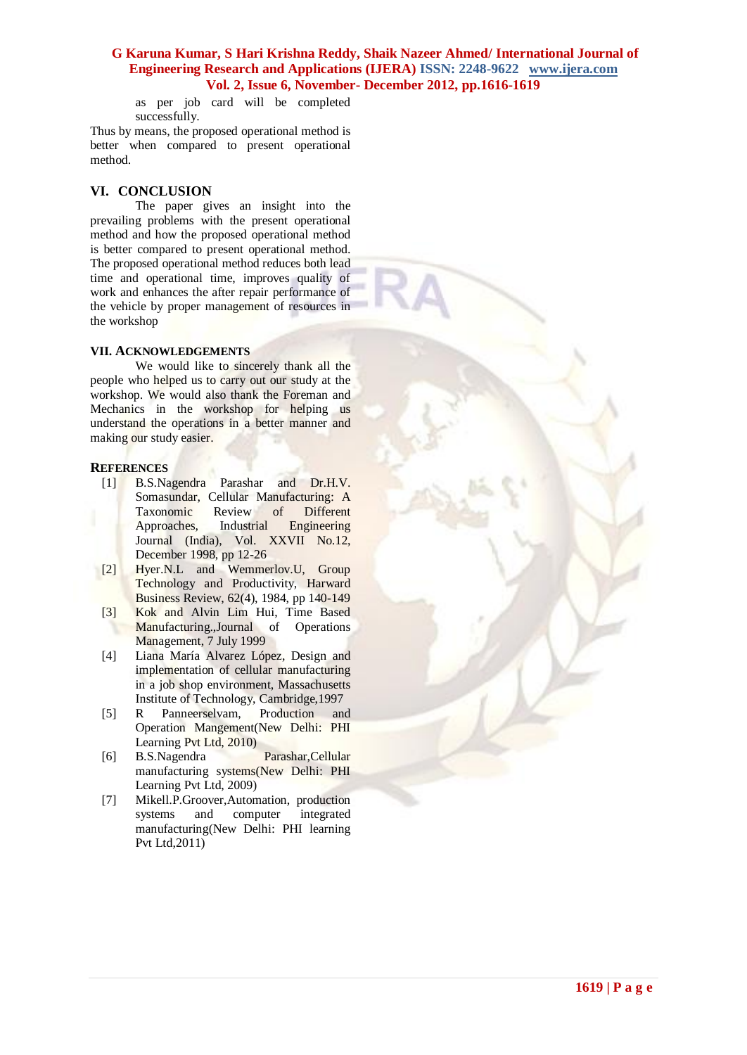as per job card will be completed successfully.

Thus by means, the proposed operational method is better when compared to present operational method.

## VI. CONCLUSION

The paper gives an insight into the prevailing problems with the present operational method and how the proposed operational method is better compared to present operational method. The proposed operational method reduces both lead time and operational time, improves quality of work and enhances the after repair performance of the vehicle by proper management of resources in the workshop

## VII. ACKNOWLEDGEMENTS

We would like to sincerely thank all the people who helped us to carry out our study at the workshop. We would also thank the Foreman and Mechanics in the workshop for helping us understand the operations in a better manner and making our study easier.

## REFERENCES

[1] B.S.Nagendra Parashar and Dr.H.V. Somasundar, Cellular Manufacturing: A Taxonomic Review of Different Approaches, Industrial Engineering Journal (India), Vol. XXVII No.12, December 1998, pp 12-26

[2] Hyer.N.L and Wemmerlov.U, Group Technology and Productivity, Harward Business Review, 62(4), 1984, pp 140-149

[3] Kok and Alvin Lim Hui, Time Based Manufacturing.,Journal of Operations Management, 7 July 1999

[4] Liana María Alvarez López, Design and implementation of cellular manufacturing in a job shop environment, Massachusetts Institute of Technology, Cambridge,1997

[5] R Panneerselvam, Production and Operation Mangement(New Delhi: PHI Learning Pvt Ltd, 2010)

[6] B.S.Nagendra Parashar,Cellular manufacturing systems(New Delhi: PHI Learning Pvt Ltd, 2009)

[7] Mikell.P.Groover,Automation, production systems and computer integrated manufacturing(New Delhi: PHI learning Pvt Ltd,2011)